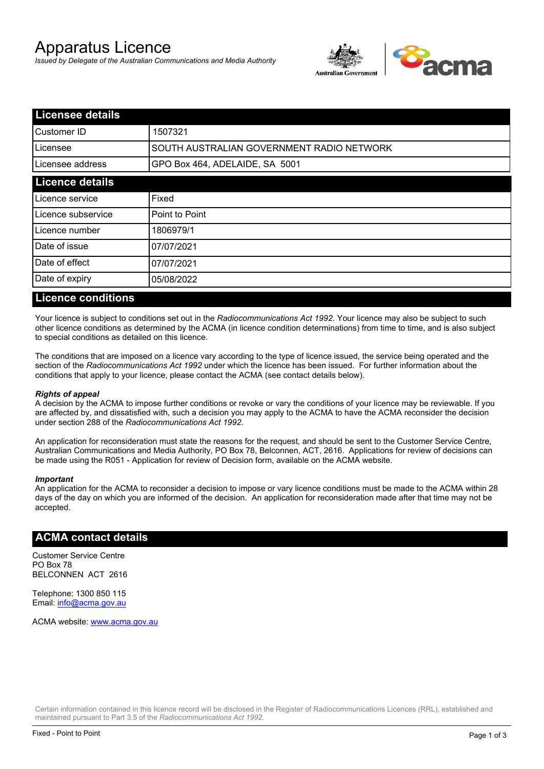# Apparatus Licence

*Issued by Delegate of the Australian Communications and Media Authority*

## Licensee details

| Licensee details | |
|---|---|
| Customer ID | 1507321 |
| Licensee | SOUTH AUSTRALIAN GOVERNMENT RADIO NETWORK |
| Licensee address | GPO Box 464, ADELAIDE, SA 5001 |

## Licence details

| Licence details | |
|---|---|
| Licence service | Fixed |
| Licence subservice | Point to Point |
| Licence number | 1806979/1 |
| Date of issue | 07/07/2021 |
| Date of effect | 07/07/2021 |
| Date of expiry | 05/08/2022 |

## Licence conditions

Your licence is subject to conditions set out in the *Radiocommunications Act 1992*. Your licence may also be subject to such other licence conditions as determined by the ACMA (in licence condition determinations) from time to time, and is also subject to special conditions as detailed on this licence.

The conditions that are imposed on a licence vary according to the type of licence issued, the service being operated and the section of the *Radiocommunications Act 1992* under which the licence has been issued. For further information about the conditions that apply to your licence, please contact the ACMA (see contact details below).

***Rights of appeal***

A decision by the ACMA to impose further conditions or revoke or vary the conditions of your licence may be reviewable. If you are affected by, and dissatisfied with, such a decision you may apply to the ACMA to have the ACMA reconsider the decision under section 288 of the *Radiocommunications Act 1992*.

An application for reconsideration must state the reasons for the request, and should be sent to the Customer Service Centre, Australian Communications and Media Authority, PO Box 78, Belconnen, ACT, 2616. Applications for review of decisions can be made using the R051 - Application for review of Decision form, available on the ACMA website.

***Important***

An application for the ACMA to reconsider a decision to impose or vary licence conditions must be made to the ACMA within 28 days of the day on which you are informed of the decision. An application for reconsideration made after that time may not be accepted.

## ACMA contact details

Customer Service Centre
PO Box 78
BELCONNEN ACT 2616

Telephone: 1300 850 115
Email: info@acma.gov.au

ACMA website: www.acma.gov.au

Certain information contained in this licence record will be disclosed in the Register of Radiocommunications Licences (RRL), established and maintained pursuant to Part 3.5 of the *Radiocommunications Act 1992*.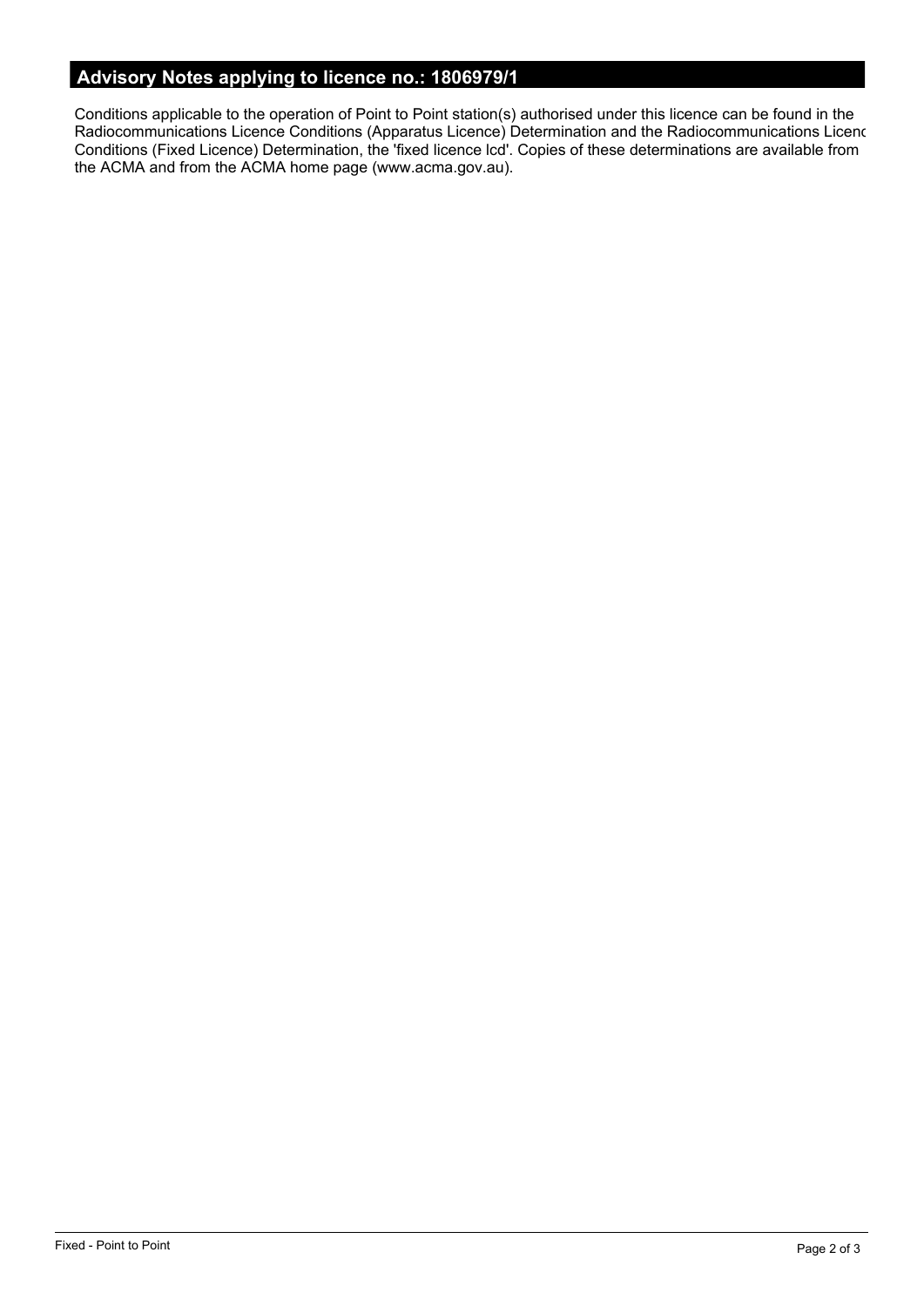## Advisory Notes applying to licence no.: 1806979/1

Conditions applicable to the operation of Point to Point station(s) authorised under this licence can be found in the Radiocommunications Licence Conditions (Apparatus Licence) Determination and the Radiocommunications Licenc Conditions (Fixed Licence) Determination, the 'fixed licence lcd'. Copies of these determinations are available from the ACMA and from the ACMA home page (www.acma.gov.au).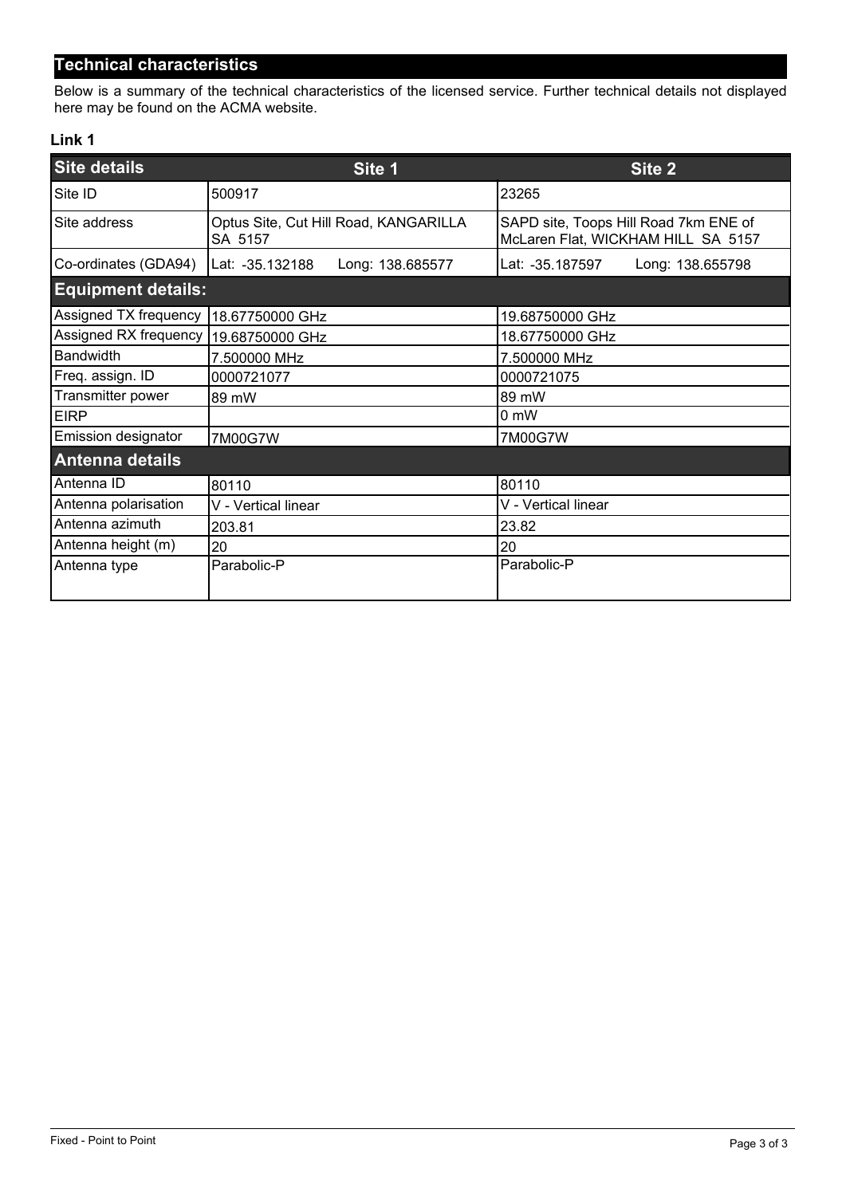## Technical characteristics

Below is a summary of the technical characteristics of the licensed service. Further technical details not displayed here may be found on the ACMA website.

### Link 1

| Site details | Site 1 | Site 2 |
| --- | --- | --- |
| Site ID | 500917 | 23265 |
| Site address | Optus Site, Cut Hill Road, KANGARILLA SA 5157 | SAPD site, Toops Hill Road 7km ENE of McLaren Flat, WICKHAM HILL SA 5157 |
| Co-ordinates (GDA94) | Lat: -35.132188 Long: 138.685577 | Lat: -35.187597 Long: 138.655798 |
| **Equipment details:** | | |
| Assigned TX frequency | 18.67750000 GHz | 19.68750000 GHz |
| Assigned RX frequency | 19.68750000 GHz | 18.67750000 GHz |
| Bandwidth | 7.500000 MHz | 7.500000 MHz |
| Freq. assign. ID | 0000721077 | 0000721075 |
| Transmitter power | 89 mW | 89 mW |
| EIRP | | 0 mW |
| Emission designator | 7M00G7W | 7M00G7W |
| **Antenna details** | | |
| Antenna ID | 80110 | 80110 |
| Antenna polarisation | V - Vertical linear | V - Vertical linear |
| Antenna azimuth | 203.81 | 23.82 |
| Antenna height (m) | 20 | 20 |
| Antenna type | Parabolic-P | Parabolic-P |

Fixed - Point to Point